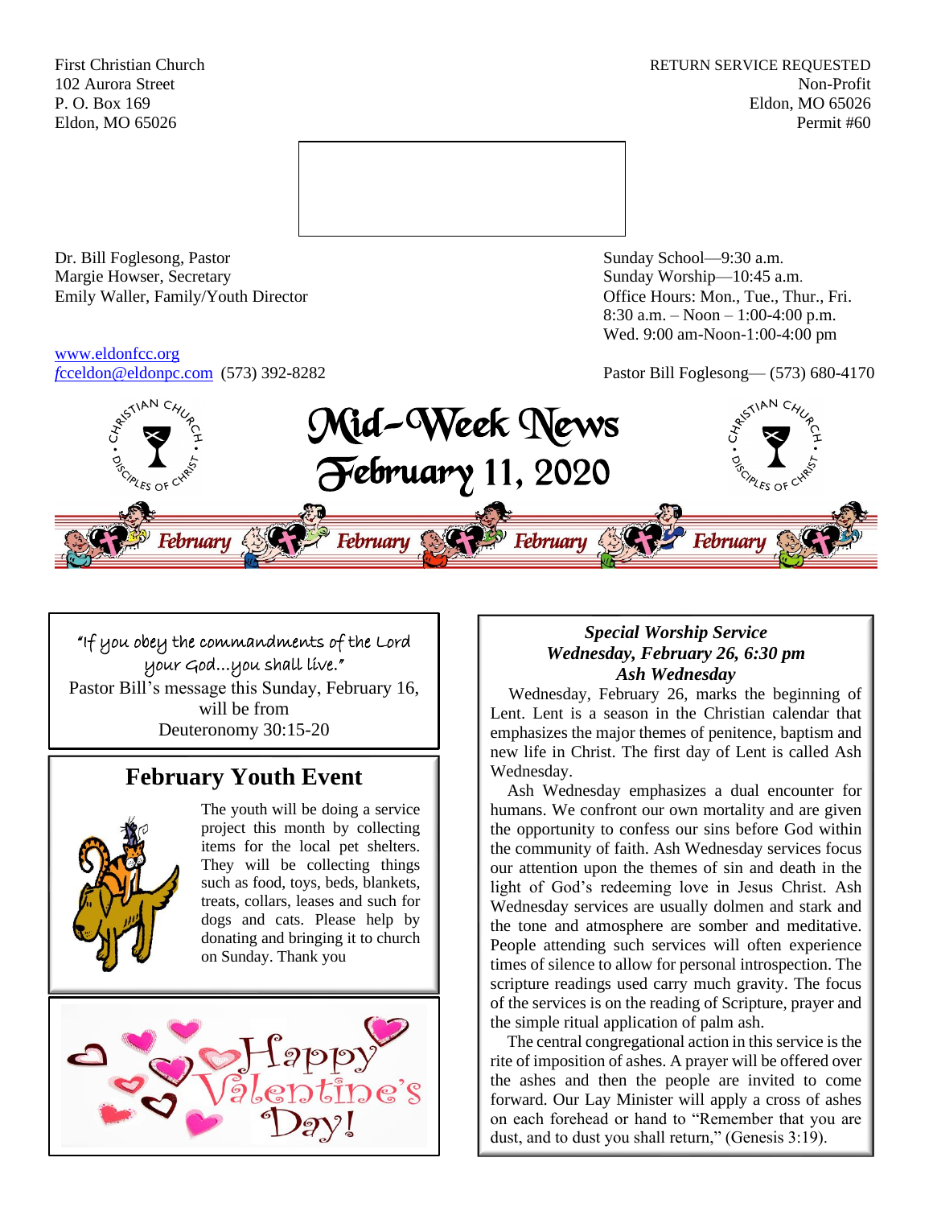First Christian Church
102 Aurora Street
P. O. Box 169
Eldon, MO 65026

RETURN SERVICE REQUESTED
Non-Profit
Eldon, MO 65026
Permit #60

Dr. Bill Foglesong, Pastor
Margie Howser, Secretary
Emily Waller, Family/Youth Director

Sunday School—9:30 a.m.
Sunday Worship—10:45 a.m.
Office Hours: Mon., Tue., Thur., Fri.
8:30 a.m. – Noon – 1:00-4:00 p.m.
Wed. 9:00 am-Noon-1:00-4:00 pm

www.eldonfcc.org
fcceldon@eldonpc.com (573) 392-8282

Pastor Bill Foglesong— (573) 680-4170

# Mid-Week News
# February 11, 2020

February February February February

"If you obey the commandments of the Lord your God…you shall live."
Pastor Bill's message this Sunday, February 16, will be from
Deuteronomy 30:15-20

## February Youth Event

The youth will be doing a service project this month by collecting items for the local pet shelters. They will be collecting things such as food, toys, beds, blankets, treats, collars, leases and such for dogs and cats. Please help by donating and bringing it to church on Sunday. Thank you

Happy Valentine's Day!

### *Special Worship Service*
### *Wednesday, February 26, 6:30 pm*
### *Ash Wednesday*

Wednesday, February 26, marks the beginning of Lent. Lent is a season in the Christian calendar that emphasizes the major themes of penitence, baptism and new life in Christ. The first day of Lent is called Ash Wednesday.

Ash Wednesday emphasizes a dual encounter for humans. We confront our own mortality and are given the opportunity to confess our sins before God within the community of faith. Ash Wednesday services focus our attention upon the themes of sin and death in the light of God's redeeming love in Jesus Christ. Ash Wednesday services are usually dolmen and stark and the tone and atmosphere are somber and meditative. People attending such services will often experience times of silence to allow for personal introspection. The scripture readings used carry much gravity. The focus of the services is on the reading of Scripture, prayer and the simple ritual application of palm ash.

The central congregational action in this service is the rite of imposition of ashes. A prayer will be offered over the ashes and then the people are invited to come forward. Our Lay Minister will apply a cross of ashes on each forehead or hand to "Remember that you are dust, and to dust you shall return," (Genesis 3:19).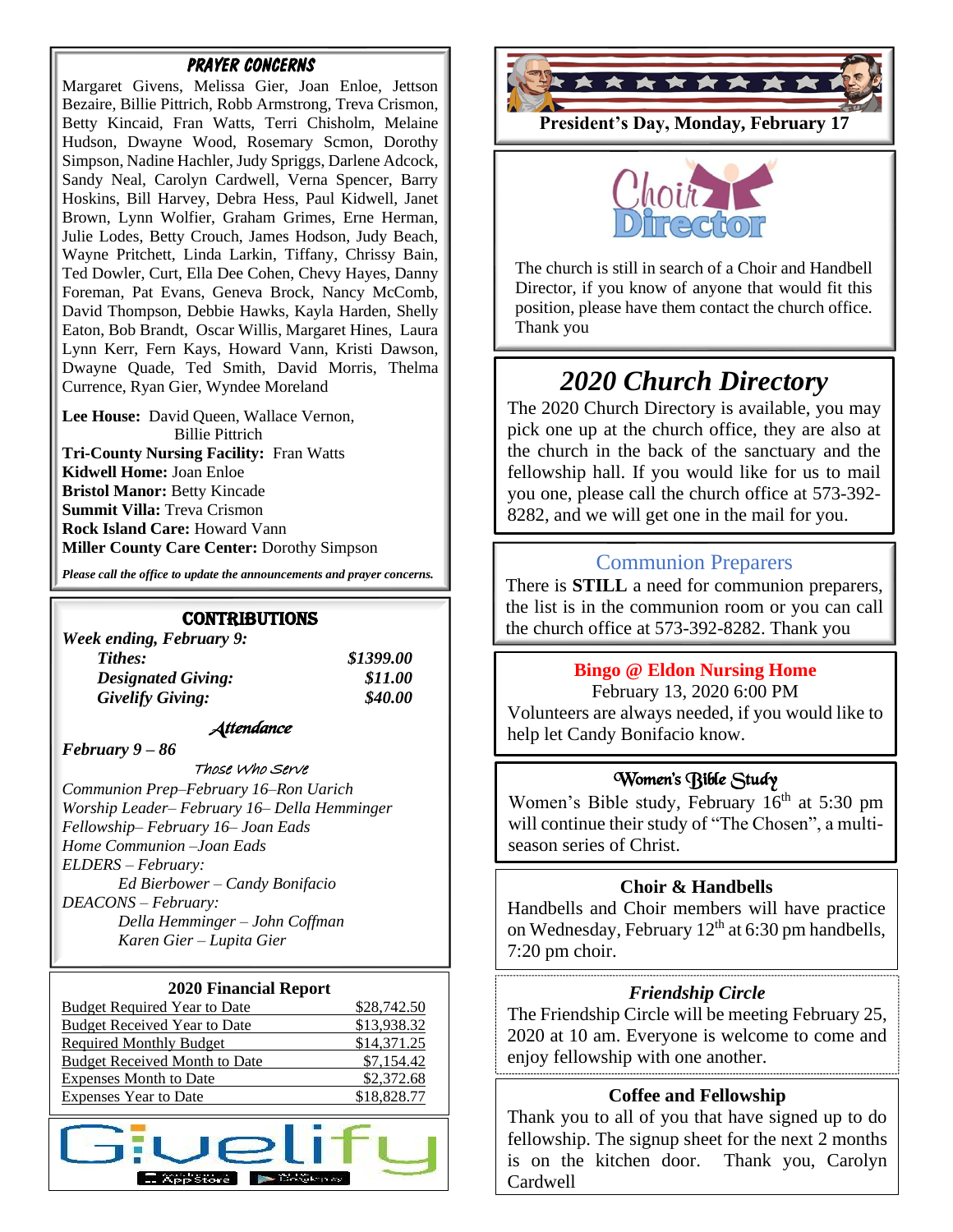## PRAYER CONCERNS

Margaret Givens, Melissa Gier, Joan Enloe, Jettson Bezaire, Billie Pittrich, Robb Armstrong, Treva Crismon, Betty Kincaid, Fran Watts, Terri Chisholm, Melaine Hudson, Dwayne Wood, Rosemary Scmon, Dorothy Simpson, Nadine Hachler, Judy Spriggs, Darlene Adcock, Sandy Neal, Carolyn Cardwell, Verna Spencer, Barry Hoskins, Bill Harvey, Debra Hess, Paul Kidwell, Janet Brown, Lynn Wolfier, Graham Grimes, Erne Herman, Julie Lodes, Betty Crouch, James Hodson, Judy Beach, Wayne Pritchett, Linda Larkin, Tiffany, Chrissy Bain, Ted Dowler, Curt, Ella Dee Cohen, Chevy Hayes, Danny Foreman, Pat Evans, Geneva Brock, Nancy McComb, David Thompson, Debbie Hawks, Kayla Harden, Shelly Eaton, Bob Brandt, Oscar Willis, Margaret Hines, Laura Lynn Kerr, Fern Kays, Howard Vann, Kristi Dawson, Dwayne Quade, Ted Smith, David Morris, Thelma Currence, Ryan Gier, Wyndee Moreland

**Lee House:** David Queen, Wallace Vernon, Billie Pittrich
**Tri-County Nursing Facility:** Fran Watts
**Kidwell Home:** Joan Enloe
**Bristol Manor:** Betty Kincade
**Summit Villa:** Treva Crismon
**Rock Island Care:** Howard Vann
**Miller County Care Center:** Dorothy Simpson

***Please call the office to update the announcements and prayer concerns.***

## CONTRIBUTIONS

***Week ending, February 9:***

| | |
|---|---|
| ***Tithes:*** | ***$1399.00*** |
| ***Designated Giving:*** | ***$11.00*** |
| ***Givelify Giving:*** | ***$40.00*** |

### *Attendance*

***February 9 – 86***

*Those Who Serve*

*Communion Prep–February 16–Ron Uarich*
*Worship Leader– February 16– Della Hemminger*
*Fellowship– February 16– Joan Eads*
*Home Communion –Joan Eads*
*ELDERS – February:*
*Ed Bierbower – Candy Bonifacio*
*DEACONS – February:*
*Della Hemminger – John Coffman*
*Karen Gier – Lupita Gier*

## 2020 Financial Report

| | |
|---|---|
| Budget Required Year to Date | $28,742.50 |
| Budget Received Year to Date | $13,938.32 |
| Required Monthly Budget | $14,371.25 |
| Budget Received Month to Date | $7,154.42 |
| Expenses Month to Date | $2,372.68 |
| Expenses Year to Date | $18,828.77 |

Givelify

**President's Day, Monday, February 17**

## Choir Director

The church is still in search of a Choir and Handbell Director, if you know of anyone that would fit this position, please have them contact the church office. Thank you

## *2020 Church Directory*

The 2020 Church Directory is available, you may pick one up at the church office, they are also at the church in the back of the sanctuary and the fellowship hall. If you would like for us to mail you one, please call the church office at 573-392-8282, and we will get one in the mail for you.

## Communion Preparers

There is **STILL** a need for communion preparers, the list is in the communion room or you can call the church office at 573-392-8282. Thank you

## Bingo @ Eldon Nursing Home

February 13, 2020 6:00 PM
Volunteers are always needed, if you would like to help let Candy Bonifacio know.

## Women's Bible Study

Women's Bible study, February 16th at 5:30 pm will continue their study of "The Chosen", a multi-season series of Christ.

## Choir & Handbells

Handbells and Choir members will have practice on Wednesday, February 12th at 6:30 pm handbells, 7:20 pm choir.

## *Friendship Circle*

The Friendship Circle will be meeting February 25, 2020 at 10 am. Everyone is welcome to come and enjoy fellowship with one another.

## Coffee and Fellowship

Thank you to all of you that have signed up to do fellowship. The signup sheet for the next 2 months is on the kitchen door. Thank you, Carolyn Cardwell